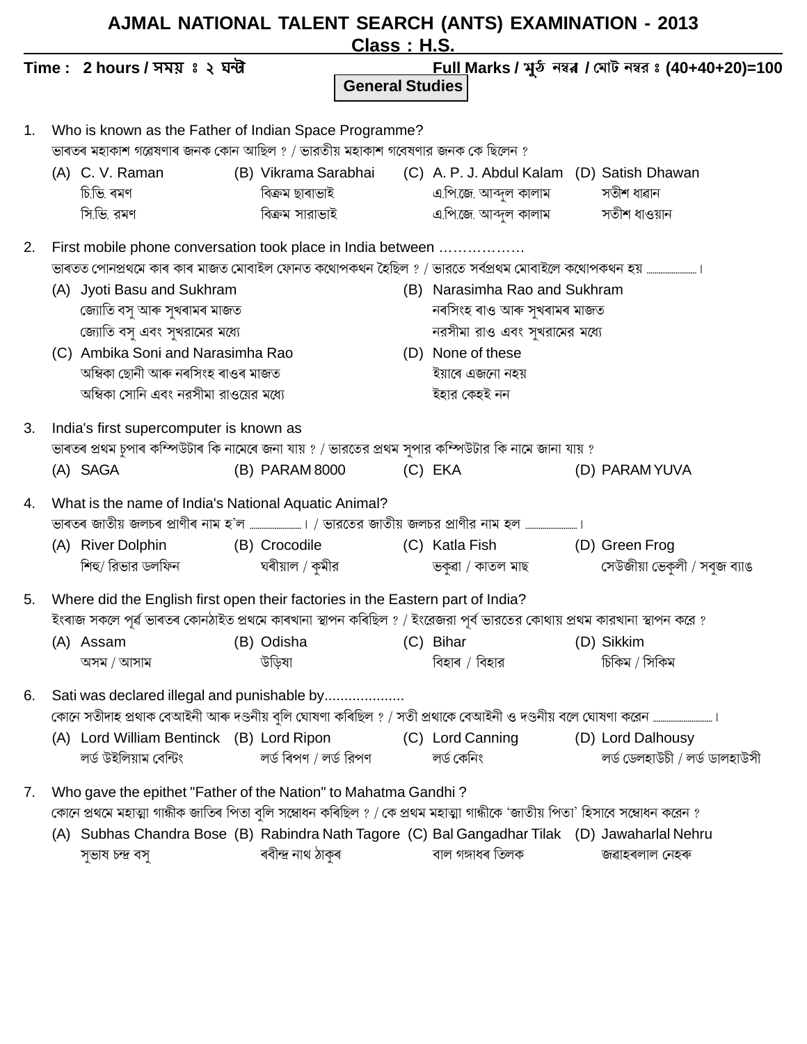# AJMAL NATIONAL TALENT SEARCH (ANTS) EXAMINATION - 2013

## Class : H.S.

**Time : 2 hours / সময় ঃ ২ ঘন্টা** **Full Marks / মুঠ নম্বৰ / মোট নম্বর ঃ (40+40+20)=100**

**General Studies**

1. Who is known as the Father of Indian Space Programme?
ভাৰতৰ মহাকাশ গৱেষণাৰ জনক কোন আছিল ? / ভারতীয় মহাকাশ গবেষণার জনক কে ছিলেন ?
   (A) C. V. Raman
   চি.ভি. ৰমণ
   সি.ভি. রমণ
   (B) Vikrama Sarabhai
   বিক্ৰম ছাৰাভাই
   বিক্রম সারাভাই
   (C) A. P. J. Abdul Kalam
   এ.পি.জে. আব্দুল কালাম
   এ.পি.জে. আব্দুল কালাম
   (D) Satish Dhawan
   সতীশ ধাৱান
   সতীশ ধাওয়ান

2. First mobile phone conversation took place in India between ………………
ভাৰতত পোনপ্ৰথমে কাৰ কাৰ মাজত মোবাইল ফোনত কথোপকথন হৈছিল ? / ভারতে সর্বপ্রথম মোবাইলে কথোপকথন হয় ……………………।
   (A) Jyoti Basu and Sukhram
   জ্যোতি বসু আৰু সুখৰামৰ মাজত
   জ্যোতি বসু এবং সুখরামের মধ্যে
   (B) Narasimha Rao and Sukhram
   নৰসিংহ ৰাও আৰু সুখৰামৰ মাজত
   নরসীমা রাও এবং সুখরামের মধ্যে
   (C) Ambika Soni and Narasimha Rao
   অম্বিকা ছোনী আৰু নৰসিংহ ৰাওৰ মাজত
   অম্বিকা সোনি এবং নরসীমা রাওয়ের মধ্যে
   (D) None of these
   ইয়াৰে এজনো নহয়
   ইহার কেহই নন

3. India's first supercomputer is known as
ভাৰতৰ প্ৰথম চুপাৰ কম্পিউটাৰ কি নামেৰে জনা যায় ? / ভারতের প্রথম সুপার কম্পিউটার কি নামে জানা যায় ?
   (A) SAGA
   (B) PARAM 8000
   (C) EKA
   (D) PARAM YUVA

4. What is the name of India's National Aquatic Animal?
ভাৰতৰ জাতীয় জলচৰ প্ৰাণীৰ নাম হ'ল ……………………। / ভারতের জাতীয় জলচর প্রাণীর নাম হল ……………………।
   (A) River Dolphin
   শিহু/ রিভার ডলফিন
   (B) Crocodile
   ঘৰীয়াল / কুমীর
   (C) Katla Fish
   ভকুৰা / কাতল মাছ
   (D) Green Frog
   সেউজীয়া ভেকুলী / সবুজ ব্যাঙ

5. Where did the English first open their factories in the Eastern part of India?
ইংৰাজ সকলে পূৰ্ব ভাৰতৰ কোনঠাইত প্ৰথমে কাৰখানা স্থাপন কৰিছিল ? / ইংরেজরা পূর্ব ভারতের কোথায় প্রথম কারখানা স্থাপন করে ?
   (A) Assam
   অসম / আসাম
   (B) Odisha
   উড়িষা
   (C) Bihar
   বিহাৰ / বিহার
   (D) Sikkim
   চিকিম / সিকিম

6. Sati was declared illegal and punishable by....................
কোনে সতীদাহ প্ৰথাক বেআইনী আৰু দণ্ডনীয় বুলি ঘোষণা কৰিছিল ? / সতী প্রথাকে বেআইনী ও দণ্ডনীয় বলে ঘোষণা করেন ……………………।
   (A) Lord William Bentinck
   লৰ্ড উইলিয়াম বেন্টিং
   (B) Lord Ripon
   লৰ্ড ৰিপণ / লর্ড রিপণ
   (C) Lord Canning
   লৰ্ড কেনিং
   (D) Lord Dalhousy
   লৰ্ড ডেলহাউচী / লর্ড ডালহাউসী

7. Who gave the epithet "Father of the Nation" to Mahatma Gandhi ?
কোনে প্ৰথমে মহাত্মা গান্ধীক জাতিৰ পিতা বুলি সম্বোধন কৰিছিল ? / কে প্রথম মহাত্মা গান্ধীকে 'জাতীয় পিতা' হিসাবে সম্বোধন করেন ?
   (A) Subhas Chandra Bose
   সুভাষ চন্দ্ৰ বসু
   (B) Rabindra Nath Tagore
   ৰবীন্দ্ৰ নাথ ঠাকুৰ
   (C) Bal Gangadhar Tilak
   বাল গঙ্গাধৰ তিলক
   (D) Jawaharlal Nehru
   জৱাহৰলাল নেহৰু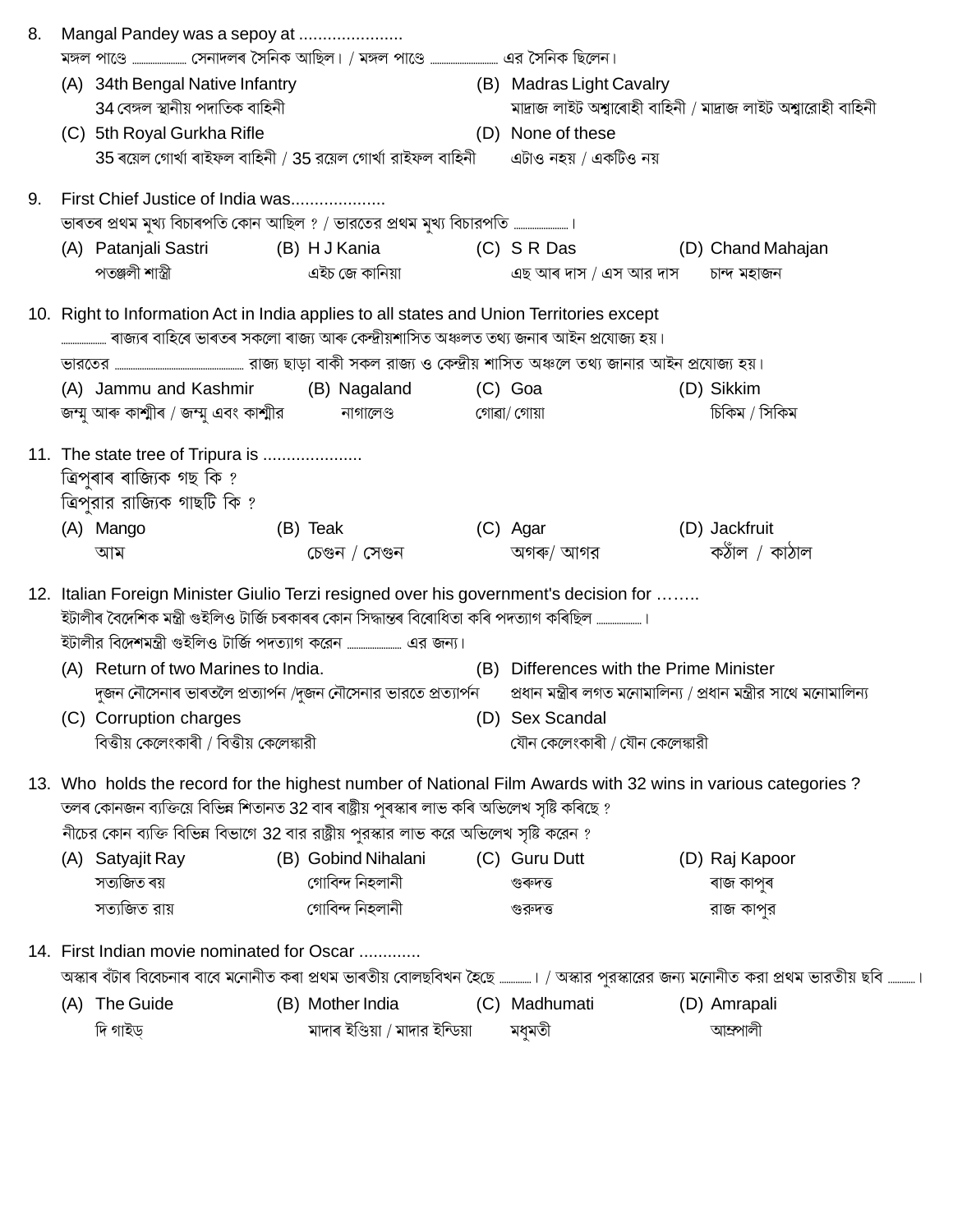8. Mangal Pandey was a sepoy at .....................
মঙ্গল পাণ্ডে ...................... সেনাদলৰ সৈনিক আছিল। / মঙ্গল পাণ্ডে ............................ এর সৈনিক ছিলেন।
   (A) 34th Bengal Native Infantry
   34 বেঙ্গল স্থানীয় পদাতিক বাহিনী
   (B) Madras Light Cavalry
   মাদ্রাজ লাইট অশ্বাৰোহী বাহিনী / মাদ্রাজ লাইট অশ্বারোহী বাহিনী
   (C) 5th Royal Gurkha Rifle
   35 ৰয়েল গোৰ্খা ৰাইফল বাহিনী / 35 রয়েল গোর্খা রাইফল বাহিনী
   (D) None of these
   এটাও নহয় / একটিও নয়

9. First Chief Justice of India was...................
ভাৰতৰ প্ৰথম মুখ্য বিচাৰপতি কোন আছিল ? / ভারতের প্রথম মুখ্য বিচারপতি ...................... ।
   (A) Patanjali Sastri
   পতঞ্জলী শাস্ত্রী
   (B) H J Kania
   এইচ জে কানিয়া
   (C) S R Das
   এছ আৰ দাস / এস আর দাস
   (D) Chand Mahajan
   চান্দ মহাজন

10. Right to Information Act in India applies to all states and Union Territories except
.................. ৰাজ্যৰ বাহিৰে ভাৰতৰ সকলো ৰাজ্য আৰু কেন্দ্ৰীয়শাসিত অঞ্চলত তথ্য জনাৰ আইন প্ৰযোজ্য হয়।
ভারতের ...................................................... রাজ্য ছাড়া বাকী সকল রাজ্য ও কেন্দ্রীয় শাসিত অঞ্চলে তথ্য জানার আইন প্রযোজ্য হয়।
   (A) Jammu and Kashmir
   জম্মু আৰু কাশ্মীৰ / জম্মু এবং কাশ্মীর
   (B) Nagaland
   নাগালেণ্ড
   (C) Goa
   গোৱা/ গোয়া
   (D) Sikkim
   চিকিম / সিকিম

11. The state tree of Tripura is ....................
ত্ৰিপুৰাৰ ৰাজ্যিক গছ কি ?
ত্রিপুরার রাজ্যিক গাছটি কি ?
   (A) Mango
   আম
   (B) Teak
   চেগুন / সেগুন
   (C) Agar
   অগৰু/ আগর
   (D) Jackfruit
   কঠাঁল / কাঠাল

12. Italian Foreign Minister Giulio Terzi resigned over his government's decision for ……..
ইটালীৰ বৈদেশিক মন্ত্ৰী গুইলিও টাৰ্জি চৰকাৰৰ কোন সিদ্ধান্তৰ বিৰোধিতা কৰি পদত্যাগ কৰিছিল .................. ।
ইটালীর বিদেশমন্ত্রী গুইলিও টার্জি পদত্যাগ করেন ...................... এর জন্য।
   (A) Return of two Marines to India.
   দুজন নৌসেনাৰ ভাৰতলৈ প্ৰত্যাৰ্পন /দুজন নৌসেনার ভারতে প্রত্যার্পন
   (B) Differences with the Prime Minister
   প্ৰধান মন্ত্ৰীৰ লগত মনোমালিন্য / প্রধান মন্ত্রীর সাথে মনোমালিন্য
   (C) Corruption charges
   বিত্তীয় কেলেংকাৰী / বিত্তীয় কেলেঙ্কারী
   (D) Sex Scandal
   যৌন কেলেংকাৰী / যৌন কেলেঙ্কারী

13. Who holds the record for the highest number of National Film Awards with 32 wins in various categories ?
তলৰ কোনজন ব্যক্তিয়ে বিভিন্ন শিতানত 32 বাৰ ৰাষ্ট্ৰীয় পুৰস্কাৰ লাভ কৰি অভিলেখ সৃষ্টি কৰিছে ?
নীচের কোন ব্যক্তি বিভিন্ন বিভাগে 32 বার রাষ্ট্রীয় পুরস্কার লাভ করে অভিলেখ সৃষ্টি করেন ?
   (A) Satyajit Ray
   সত্যজিত ৰয়
   সত্যজিত রায়
   (B) Gobind Nihalani
   গোবিন্দ নিহলানী
   গোবিন্দ নিহলানী
   (C) Guru Dutt
   গুৰুদত্ত
   গুরুদত্ত
   (D) Raj Kapoor
   ৰাজ কাপুৰ
   রাজ কাপুর

14. First Indian movie nominated for Oscar .............
অস্কাৰ বঁটাৰ বিবেচনাৰ বাবে মনোনীত কৰা প্ৰথম ভাৰতীয় বোলছবিখন হৈছে ............. । / অস্কার পুরস্কারের জন্য মনোনীত করা প্রথম ভারতীয় ছবি ........... ।
   (A) The Guide
   দি গাইড্
   (B) Mother India
   মাদাৰ ইণ্ডিয়া / মাদার ইন্ডিয়া
   (C) Madhumati
   মধুমতী
   (D) Amrapali
   আম্রপালী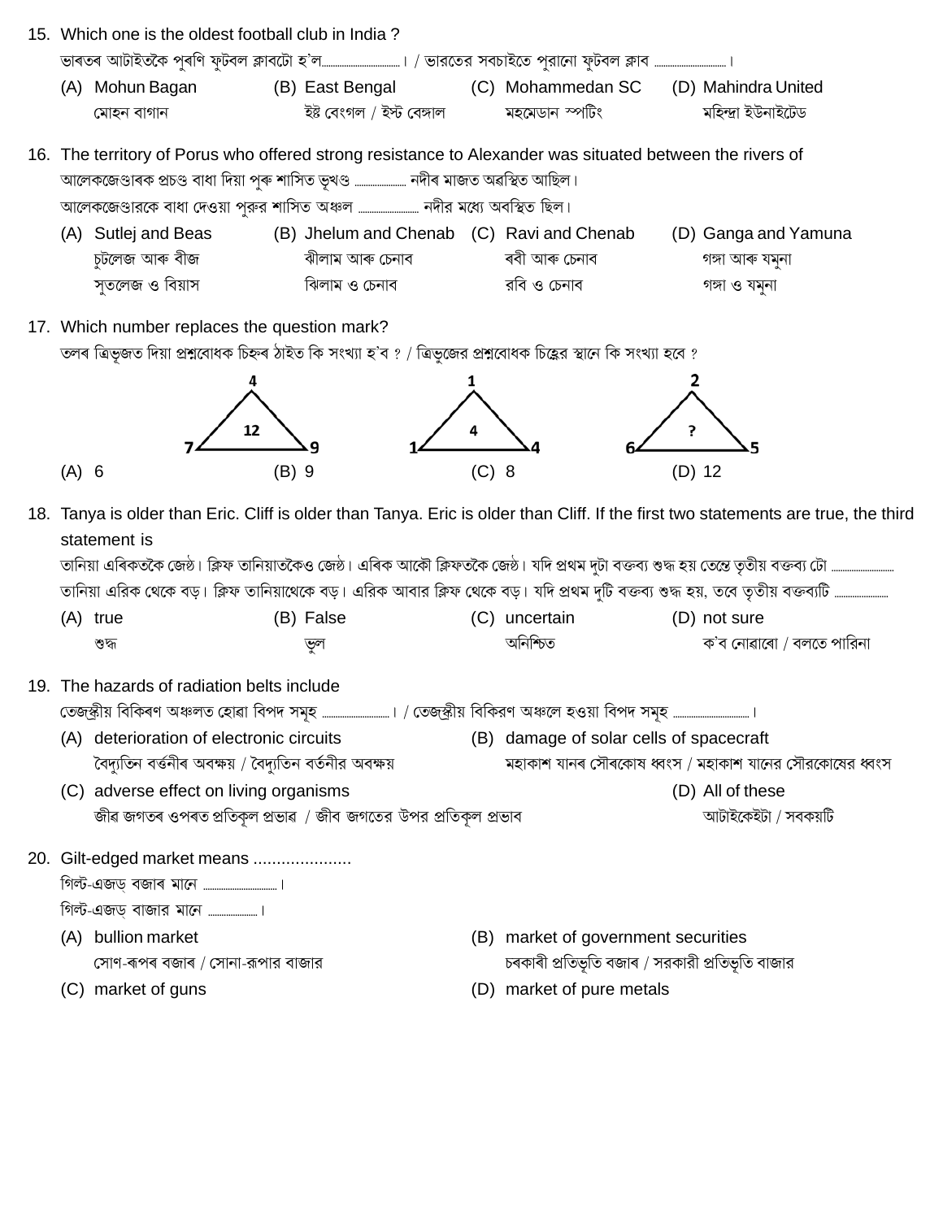15. Which one is the oldest football club in India ?

ভাৰতৰ আটাইতকৈ পুৰণি ফুটবল ক্লাবটো হ'ল................................ / ভারতের সবচাইতে পুরানো ফুটবল ক্লাব ..............................।

(A) Mohun Bagan
মোহন বাগান

(B) East Bengal
ইষ্ট বেংগল / ইস্ট বেঙ্গাল

(C) Mohammedan SC
মহমেডান স্পর্টিং

(D) Mahindra United
মহিন্দ্রা ইউনাইটেড

16. The territory of Porus who offered strong resistance to Alexander was situated between the rivers of

আলেকজেণ্ডাৰক প্ৰচণ্ড বাধা দিয়া পুৰু শাসিত ভূখণ্ড ..................... নদীৰ মাজত অৱস্থিত আছিল।

আলেকজেণ্ডারকে বাধা দেওয়া পুরুর শাসিত অঞ্চল ......................... নদীর মধ্যে অবস্থিত ছিল।

(A) Sutlej and Beas
চুটলেজ আৰু বীজ
সুতলেজ ও বিয়াস

(B) Jhelum and Chenab
ঝীলাম আৰু চেনাব
ঝিলাম ও চেনাব

(C) Ravi and Chenab
ৰবী আৰু চেনাব
রবি ও চেনাব

(D) Ganga and Yamuna
গঙ্গা আৰু যমুনা
গঙ্গা ও যমুনা

17. Which number replaces the question mark?

তলৰ ত্ৰিভূজত দিয়া প্ৰশ্নবোধক চিহ্নৰ ঠাইত কি সংখ্যা হ'ব ? / ত্রিভুজের প্রশ্নবোধক চিহ্নের স্থানে কি সংখ্যা হবে ?

| Triangle | Top | Bottom left | Bottom right | Centre |
|---|---|---|---|---|
| 1 | 4 | 7 | 9 | 12 |
| 2 | 1 | 1 | 4 | 4 |
| 3 | 2 | 6 | 5 | ? |

(A) 6

(B) 9

(C) 8

(D) 12

18. Tanya is older than Eric. Cliff is older than Tanya. Eric is older than Cliff. If the first two statements are true, the third statement is

তানিয়া এৰিকতকৈ জেষ্ঠ। ক্লিফ তানিয়াতকৈও জেষ্ঠ। এৰিক আকৌ ক্লিফতকৈ জেষ্ঠ। যদি প্ৰথম দুটা বক্তব্য শুদ্ধ হয় তেন্তে তৃতীয় বক্তব্য টো ..........................

তানিয়া এরিক থেকে বড়। ক্লিফ তানিয়াথেকে বড়। এরিক আবার ক্লিফ থেকে বড়। যদি প্রথম দুটি বক্তব্য শুদ্ধ হয়, তবে তৃতীয় বক্তব্যটি ......................

(A) true
শুদ্ধ

(B) False
ভুল

(C) uncertain
অনিশ্চিত

(D) not sure
ক'ব নোৱাৰো / বলতে পারিনা

19. The hazards of radiation belts include

তেজস্ক্ৰীয় বিকিৰণ অঞ্চলত হোৱা বিপদ সমূহ ............................। / তেজস্ক্রীয় বিকিরণ অঞ্চলে হওয়া বিপদ সমূহ ................................।

(A) deterioration of electronic circuits
বৈদ্যুতিন বৰ্ত্তনীৰ অবক্ষয় / বৈদ্যুতিন বর্তনীর অবক্ষয়

(B) damage of solar cells of spacecraft
মহাকাশ যানৰ সৌৰকোষ ধ্বংস / মহাকাশ যানের সৌরকোষের ধ্বংস

(C) adverse effect on living organisms
জীৱ জগতৰ ওপৰত প্ৰতিকূল প্ৰভাৱ / জীব জগতের উপর প্রতিকূল প্রভাব

(D) All of these
আটাইকেইটা / সবকয়টি

20. Gilt-edged market means ....................

গিল্ট-এজড্ বজাৰ মানে ...............................।

গিল্ট-এজড্ বাজার মানে ....................।

(A) bullion market
সোণ-ৰূপৰ বজাৰ / সোনা-রূপার বাজার

(B) market of government securities
চৰকাৰী প্ৰতিভূতি বজাৰ / সরকারী প্রতিভূতি বাজার

(C) market of guns

(D) market of pure metals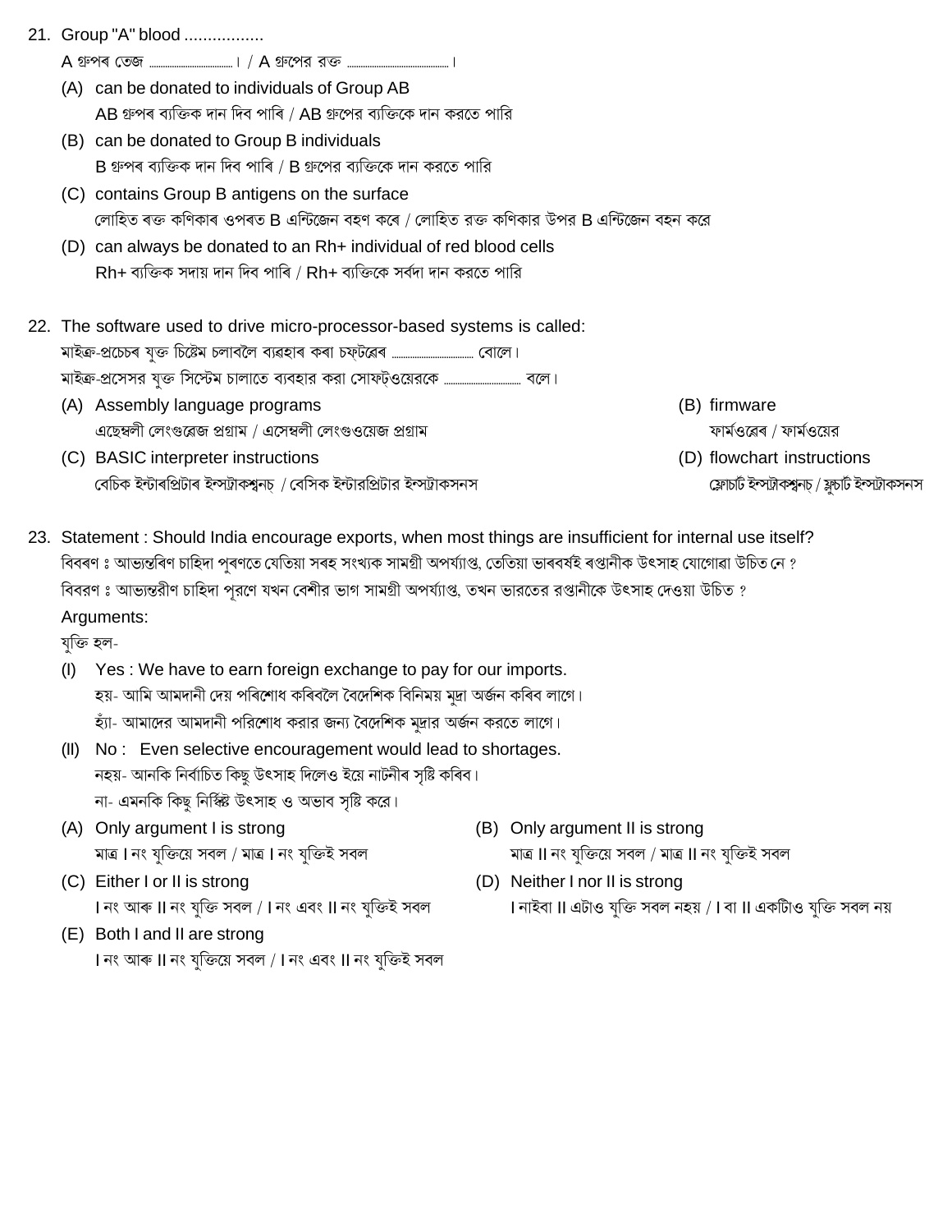21. Group "A" blood .................

A গ্ৰুপৰ তেজ ......................... । / A গ্রুপের রক্ত ................................ ।

(A) can be donated to individuals of Group AB

AB গ্ৰুপৰ ব্যক্তিক দান দিব পাৰি / AB গ্রুপের ব্যক্তিকে দান করতে পারি

(B) can be donated to Group B individuals

B গ্ৰুপৰ ব্যক্তিক দান দিব পাৰি / B গ্রুপের ব্যক্তিকে দান করতে পারি

(C) contains Group B antigens on the surface

লোহিত ৰক্ত কণিকাৰ ওপৰত B এন্টিজেন বহণ কৰে / লোহিত রক্ত কণিকার উপর B এন্টিজেন বহন করে

(D) can always be donated to an Rh+ individual of red blood cells

Rh+ ব্যক্তিক সদায় দান দিব পাৰি / Rh+ ব্যক্তিকে সর্বদা দান করতে পারি

22. The software used to drive micro-processor-based systems is called:

মাইক্ৰ-প্ৰচেচৰ যুক্ত চিষ্টেম চলাবলৈ ব্যৱহাৰ কৰা চফ্টৱেৰৰ ......................... বোলে।

মাইক্র-প্রসেসর যুক্ত সিস্টেম চালাতে ব্যবহার করা সোফ্টওয়েরকে ......................... বলে।

(A) Assembly language programs

এছেম্বলী লেংগুৱেজ প্ৰগ্ৰাম / এসেম্বলী লেংগুওয়েজ প্রগ্রাম

(B) firmware

ফাৰ্মওৱেৰ / ফার্মওয়ের

(C) BASIC interpreter instructions

বেচিক ইন্টাৰপ্ৰিটাৰ ইন্স্ট্ৰাকশ্বনচ্ / বেসিক ইন্টারপ্রিটার ইন্সট্রাকসনস

(D) flowchart instructions

ফ্লোচাৰ্ট ইন্স্ট্ৰাকশ্বনচ্ / ফ্লচার্ট ইন্সট্রাকসনস

23. Statement : Should India encourage exports, when most things are insufficient for internal use itself?

বিবৰণ ঃ আভ্যন্তৰিণ চাহিদা পূৰণতে যেতিয়া সৰহ সংখ্যক সামগ্ৰী অপৰ্য্যাপ্ত, তেতিয়া ভাৰবৰ্ষই ৰপ্তানীক উৎসাহ যোগোৱা উচিত নে ?

বিবরণ ঃ আভ্যন্তরীণ চাহিদা পূরণে যখন বেশীর ভাগ সামগ্রী অপর্য্যাপ্ত, তখন ভারতের রপ্তানীকে উৎসাহ দেওয়া উচিত ?

Arguments:

যুক্তি হল-

(I) Yes : We have to earn foreign exchange to pay for our imports.

হয়- আমি আমদানী দেয় পৰিশোধ কৰিবলৈ বৈদেশিক বিনিময় মুদ্ৰা অৰ্জন কৰিব লাগে।

হ্যাঁ- আমাদের আমদানী পরিশোধ করার জন্য বৈদেশিক মুদ্রার অর্জন করতে লাগে।

(II) No : Even selective encouragement would lead to shortages.

নহয়- আনকি নিৰ্বাচিত কিছু উৎসাহ দিলেও ইয়ে নাটনীৰ সৃষ্টি কৰিব।

না- এমনকি কিছু নির্দ্দিষ্ট উৎসাহ ও অভাব সৃষ্টি করে।

(A) Only argument I is strong

মাত্ৰ I নং যুক্তিয়ে সবল / মাত্র I নং যুক্তিই সবল

(B) Only argument II is strong

মাত্ৰ II নং যুক্তিয়ে সবল / মাত্র II নং যুক্তিই সবল

(C) Either I or II is strong

I নং আৰু II নং যুক্তি সবল / I নং এবং II নং যুক্তিই সবল

(D) Neither I nor II is strong

I নাইবা II এটাও যুক্তি সবল নহয় / I বা II একটিও যুক্তি সবল নয়

(E) Both I and II are strong

I নং আৰু II নং যুক্তিয়ে সবল / I নং এবং II নং যুক্তিই সবল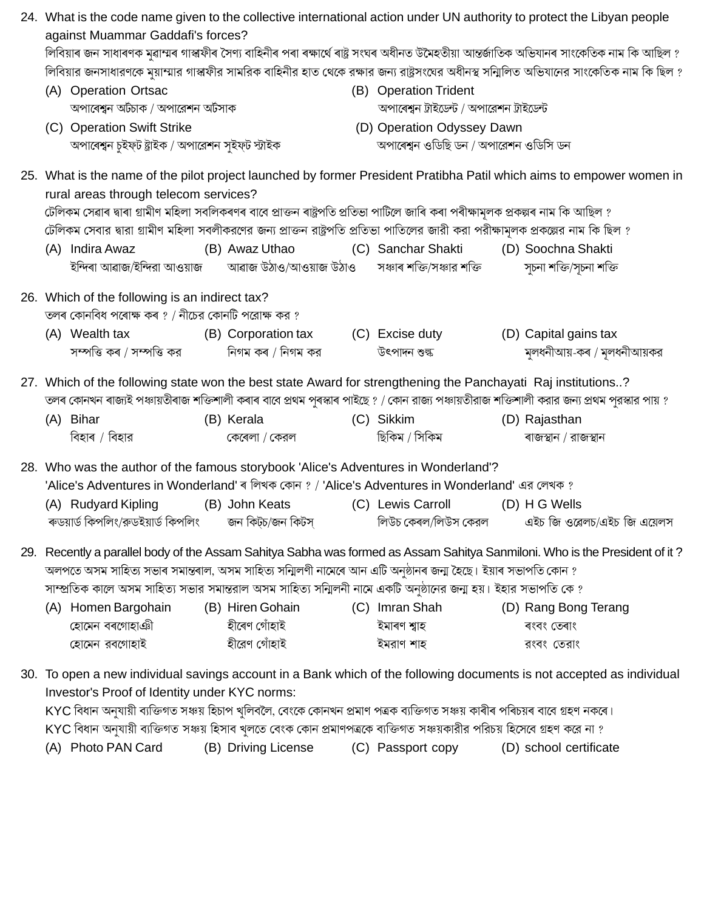24. What is the code name given to the collective international action under UN authority to protect the Libyan people against Muammar Gaddafi's forces?
লিবিয়াৰ জন সাধাৰণক মুৱাম্মৰ গাদ্দাফীৰ সৈন্য বাহিনীৰ পৰা ৰক্ষাৰ্থে ৰাষ্ট্ৰ সংঘৰ অধীনত উমৈহতীয়া আন্তৰ্জাতিক অভিযানৰ সাংকেতিক নাম কি আছিল ?
লিবিয়ার জনসাধারণকে মুয়াম্মার গাদ্দাফীর সামরিক বাহিনীর হাত থেকে রক্ষার জন্য রাষ্ট্রসংঘের অধীনস্থ সম্মিলিত অভিযানের সাংকেতিক নাম কি ছিল ?

(A) Operation Ortsac
অপাৰেশ্বন অৰ্টচাক / অপারেশন অর্টসাক

(B) Operation Trident
অপাৰেশ্বন ট্ৰাইডেণ্ট / অপারেশন ট্রাইডেন্ট

(C) Operation Swift Strike
অপাৰেশ্বন চুইফ্‌ট ষ্ট্ৰাইক / অপারেশন সুইফ্‌ট স্ট্রাইক

(D) Operation Odyssey Dawn
অপাৰেশ্বন ওডিছি ডন / অপারেশন ওডিসি ডন

25. What is the name of the pilot project launched by former President Pratibha Patil which aims to empower women in rural areas through telecom services?
টেলিকম সেৱাৰ দ্বাৰা গ্ৰামীণ মহিলা সবলিকৰণৰ বাবে প্ৰাক্তন ৰাষ্ট্ৰপতি প্ৰতিভা পাটিলে জাৰি কৰা পৰীক্ষামূলক প্ৰকল্পৰ নাম কি আছিল ?
টেলিকম সেবার দ্বারা গ্রামীণ মহিলা সবলীকরণের জন্য প্রাক্তন রাষ্ট্রপতি প্রতিভা পাতিলের জারী করা পরীক্ষামূলক প্রকল্পের নাম কি ছিল ?

(A) Indira Awaz — ইন্দিৰা আৱাজ/ইন্দিরা আওয়াজ
(B) Awaz Uthao — আৱাজ উঠাও/আওয়াজ উঠাও
(C) Sanchar Shakti — সঞ্চাৰ শক্তি/সঞ্চার শক্তি
(D) Soochna Shakti — সূচনা শক্তি/সূচনা শক্তি

26. Which of the following is an indirect tax?
তলৰ কোনবিধ পৰোক্ষ কৰ ? / নীচের কোনটি পরোক্ষ কর ?

(A) Wealth tax — সম্পত্তি কৰ / সম্পত্তি কর
(B) Corporation tax — নিগম কৰ / নিগম কর
(C) Excise duty — উৎপাদন শুল্ক
(D) Capital gains tax — মুলধনীআয়-কৰ / মূলধনীআয়কর

27. Which of the following state won the best state Award for strengthening the Panchayati Raj institutions..?
তলৰ কোনখন ৰাজ্যই পঞ্চায়তীৰাজ শক্তিশালী কৰাৰ বাবে প্ৰথম পুৰস্কাৰ পাইছে ? / কোন রাজ্য পঞ্চায়তীরাজ শক্তিশালী করার জন্য প্রথম পুরস্কার পায় ?

(A) Bihar — বিহাৰ / বিহার
(B) Kerala — কেৰেলা / কেরল
(C) Sikkim — ছিকিম / সিকিম
(D) Rajasthan — ৰাজস্থান / রাজস্থান

28. Who was the author of the famous storybook 'Alice's Adventures in Wonderland'?
'Alice's Adventures in Wonderland' ৰ লিখক কোন ? / 'Alice's Adventures in Wonderland' এর লেখক ?

(A) Rudyard Kipling — ৰুডয়াৰ্ড কিপলিং/রুডইয়ার্ড কিপলিং
(B) John Keats — জন কিট্‌চ/জন কিটস্‌
(C) Lewis Carroll — লিউচ কেৰল/লিউস কেরল
(D) H G Wells — এইচ জি ওৱেলচ/এইচ জি এয়েলস

29. Recently a parallel body of the Assam Sahitya Sabha was formed as Assam Sahitya Sanmiloni. Who is the President of it ?
অলপতে অসম সাহিত্য সভাৰ সমান্তৰাল, অসম সাহিত্য সন্মিলণী নামেৰে আন এটি অনুষ্ঠানৰ জন্ম হৈছে। ইয়াৰ সভাপতি কোন ?
সাম্প্রতিক কালে অসম সাহিত্য সভার সমান্তরাল অসম সাহিত্য সন্মিলনী নামে একটি অনুষ্ঠানের জন্ম হয়। ইহার সভাপতি কে ?

(A) Homen Bargohain — হোমেন বৰগোহাঞী / হোমেন রবগোহাই
(B) Hiren Gohain — হীৰেণ গোঁহাই / হীরেণ গোঁহাই
(C) Imran Shah — ইমাৰণ শ্বাহ / ইমরাণ শাহ
(D) Rang Bong Terang — ৰংবং তেৰাং / রংবং তেরাং

30. To open a new individual savings account in a Bank which of the following documents is not accepted as individual Investor's Proof of Identity under KYC norms:
KYC বিধান অনুযায়ী ব্যক্তিগত সঞ্চয় হিচাপ খুলিবলৈ, বেংকে কোনখন প্ৰমাণ পত্ৰক ব্যক্তিগত সঞ্চয় কাৰীৰ পৰিচয়ৰ বাবে গ্ৰহণ নকৰে।
KYC বিধান অনুযায়ী ব্যক্তিগত সঞ্চয় হিসাব খুলতে বেংক কোন প্রমাণপত্রকে ব্যক্তিগত সঞ্চয়কারীর পরিচয় হিসেবে গ্রহণ করে না ?

(A) Photo PAN Card
(B) Driving License
(C) Passport copy
(D) school certificate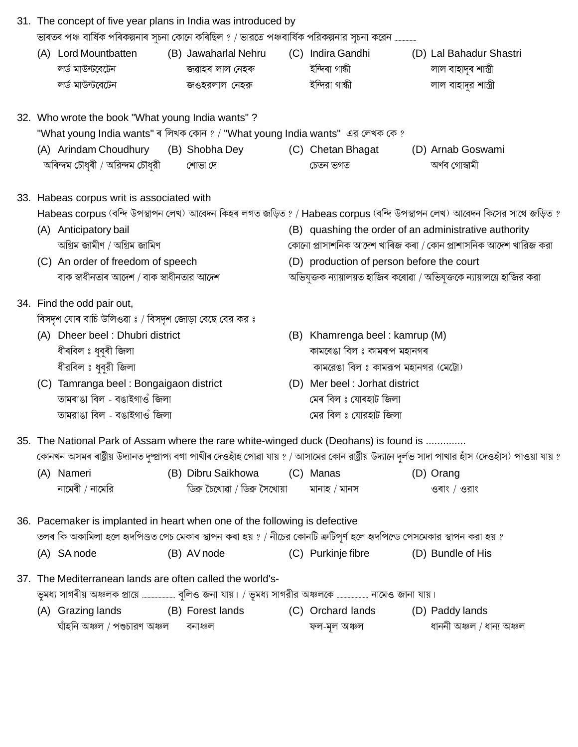31. The concept of five year plans in India was introduced by
ভাৰতৰ পঞ্চ বাৰ্ষিক পৰিকল্পনাৰ সূচনা কোনে কৰিছিল ? / ভারতে পঞ্চবার্ষিক পরিকল্পনার সূচনা করেন ..............

(A) Lord Mountbatten
লৰ্ড মাউন্টবেটেন
লর্ড মাউন্টবেটেন

(B) Jawaharlal Nehru
জৱাহৰ লাল নেহৰু
জওহরলাল নেহরু

(C) Indira Gandhi
ইন্দিৰা গান্ধী
ইন্দিরা গান্ধী

(D) Lal Bahadur Shastri
লাল বাহাদুৰ শাস্ত্ৰী
লাল বাহাদুর শাস্ত্রী

32. Who wrote the book "What young India wants" ?
"What young India wants" ৰ লিখক কোন ? / "What young India wants" এর লেখক কে ?

(A) Arindam Choudhury
অৰিন্দম চৌধুৰী / অরিন্দম চৌধুরী

(B) Shobha Dey
শোভা দে

(C) Chetan Bhagat
চেতন ভগত

(D) Arnab Goswami
অৰ্ণব গোস্বামী

33. Habeas corpus writ is associated with
Habeas corpus (বন্দি উপস্থাপন লেখ) আবেদন কিহৰ লগত জড়িত ? / Habeas corpus (বন্দি উপস্থাপন লেখ) আবেদন কিসের সাথে জড়িত ?

(A) Anticipatory bail
অগ্ৰিম জামীণ / অগ্রিম জামিণ

(B) quashing the order of an administrative authority
কোনো প্ৰাসাশনিক আদেশ খাৰিজ কৰা / কোন প্রাশাসনিক আদেশ খারিজ করা

(C) An order of freedom of speech
বাক স্বাধীনতাৰ আদেশ / বাক স্বাধীনতার আদেশ

(D) production of person before the court
অভিযুক্তক ন্যায়ালয়ত হাজিৰ কৰোৱা / অভিযুক্তকে ন্যায়ালয়ে হাজির করা

34. Find the odd pair out,
বিসদৃশ যোৰ বাচি উলিওৱা ঃ / বিসদৃশ জোড়া বেছে বের কর ঃ

(A) Dheer beel : Dhubri district
ধীৰবিল ঃ ধুবুৰী জিলা
ধীরবিল ঃ ধুবুরী জিলা

(B) Khamrenga beel : kamrup (M)
কামৰেঙা বিল ঃ কামৰূপ মহানগৰ
কামরেঙা বিল ঃ কামরূপ মহানগর (মেট্রো)

(C) Tamranga beel : Bongaigaon district
তামৰাঙা বিল - বঙাইগাওঁ জিলা
তামরাঙা বিল - বঙাইগাওঁ জিলা

(D) Mer beel : Jorhat district
মেৰ বিল ঃ যোৰহাট জিলা
মের বিল ঃ যোরহাট জিলা

35. The National Park of Assam where the rare white-winged duck (Deohans) is found is ..............
কোনখন অসমৰ ৰাষ্ট্ৰীয় উদ্যানত দুষ্প্ৰাপ্য বগা পাখীৰ দেওহাঁহ পোৱা যায় ? / আসামের কোন রাষ্ট্রীয় উদ্যানে দুর্লভ সাদা পাখার হাঁস (দেওহাঁস) পাওয়া যায় ?

(A) Nameri
নামেৰী / নামেরি

(B) Dibru Saikhowa
ডিব্ৰু চৈখোৱা / ডিব্রু সৈখোয়া

(C) Manas
মানাহ / মানস

(D) Orang
ওৰাং / ওরাং

36. Pacemaker is implanted in heart when one of the following is defective
তলৰ কি অকামিলা হলে হৃদপিণ্ডত পেচ মেকাৰ স্থাপন কৰা হয় ? / নীচের কোনটি ত্রুটিপূর্ণ হলে হৃদপিন্ডে পেসমেকার স্থাপন করা হয় ?

(A) SA node

(B) AV node

(C) Purkinje fibre

(D) Bundle of His

37. The Mediterranean lands are often called the world's-
ভূমধ্য সাগৰীয় অঞ্চলক প্ৰায়ে ..................... বুলিও জনা যায়। / ভূমধ্য সাগরীর অঞ্চলকে ..................... নামেও জানা যায়।

(A) Grazing lands
ঘাঁহনি অঞ্চল / পশুচারণ অঞ্চল

(B) Forest lands
বনাঞ্চল

(C) Orchard lands
ফল-মূল অঞ্চল

(D) Paddy lands
ধাননী অঞ্চল / ধান্য অঞ্চল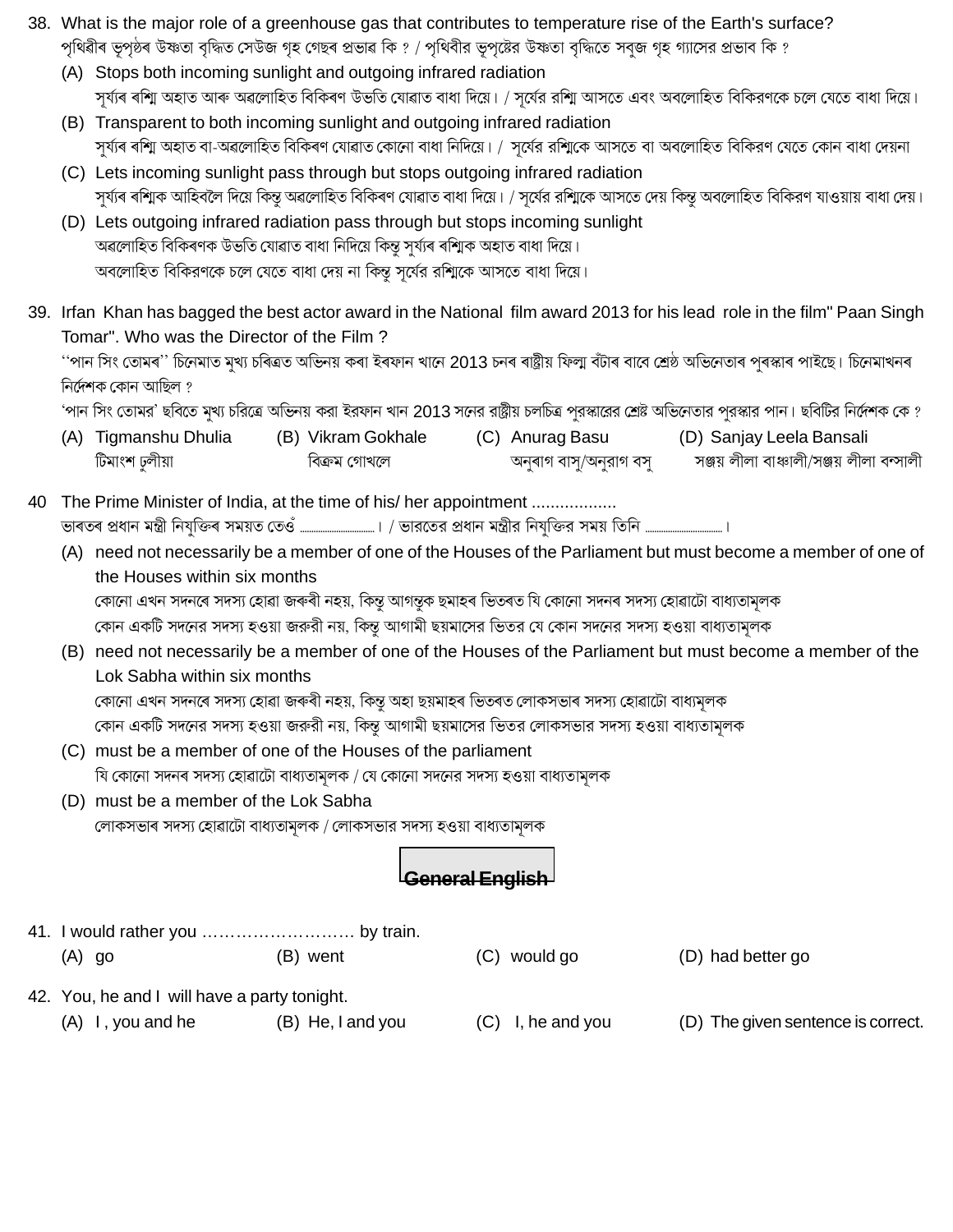38. What is the major role of a greenhouse gas that contributes to temperature rise of the Earth's surface?
পৃথিৱীৰ ভূপৃষ্ঠৰ উষ্ণতা বৃদ্ধিত সেউজ গৃহ গেছৰ প্ৰভাৱ কি ? / পৃথিবীর ভূপৃষ্ঠের উষ্ণতা বৃদ্ধিতে সবুজ গৃহ গ্যাসের প্রভাব কি ?
(A) Stops both incoming sunlight and outgoing infrared radiation
সূৰ্য্যৰ ৰশ্মি অহাত আৰু অৱলোহিত বিকিৰণ উভতি যোৱাত বাধা দিয়ে। / সূর্যের রশ্মি আসতে এবং অবলোহিত বিকিরণকে চলে যেতে বাধা দিয়ে।
(B) Transparent to both incoming sunlight and outgoing infrared radiation
সূৰ্য্যৰ ৰশ্মি অহাত বা-অৱলোহিত বিকিৰণ যোৱাত কোনো বাধা নিদিয়ে। / সূর্যের রশ্মিকে আসতে বা অবলোহিত বিকিরণ যেতে কোন বাধা দেয়না
(C) Lets incoming sunlight pass through but stops outgoing infrared radiation
সূৰ্য্যৰ ৰশ্মিক আহিবলৈ দিয়ে কিন্তু অৱলোহিত বিকিৰণ যোৱাত বাধা দিয়ে। / সূর্যের রশ্মিকে আসতে দেয় কিন্তু অবলোহিত বিকিরণ যাওয়ায় বাধা দেয়।
(D) Lets outgoing infrared radiation pass through but stops incoming sunlight
অৱলোহিত বিকিৰণক উভতি যোৱাত বাধা নিদিয়ে কিন্তু সূৰ্য্যৰ ৰশ্মিক অহাত বাধা দিয়ে।
অবলোহিত বিকিরণকে চলে যেতে বাধা দেয় না কিন্তু সূর্যের রশ্মিকে আসতে বাধা দিয়ে।

39. Irfan Khan has bagged the best actor award in the National film award 2013 for his lead role in the film" Paan Singh Tomar". Who was the Director of the Film ?
''পান সিং তোমৰ'' চিনেমাত মুখ্য চৰিত্ৰত অভিনয় কৰা ইৰফান খানে 2013 চনৰ ৰাষ্ট্ৰীয় ফিল্ম বঁটাৰ বাবে শ্ৰেষ্ঠ অভিনেতাৰ পুৰস্কাৰ পাইছে। চিনেমাখনৰ নিৰ্দেশক কোন আছিল ?
'পান সিং তোমর' ছবিতে মুখ্য চরিত্রে অভিনয় করা ইরফান খান 2013 সনের রাষ্ট্রীয় চলচিত্র পুরস্কারের শ্রেষ্ঠ অভিনেতার পুরস্কার পান। ছবিটির নির্দেশক কে ?
(A) Tigmanshu Dhulia টিমাংশ ঢুলীয়া
(B) Vikram Gokhale বিক্রম গোখলে
(C) Anurag Basu অনুৰাগ বাসু/অনুরাগ বসু
(D) Sanjay Leela Bansali সঞ্জয় লীলা বাঞ্চালী/সঞ্জয় লীলা বন্সালী

40 The Prime Minister of India, at the time of his/ her appointment ..................
ভাৰতৰ প্ৰধান মন্ত্ৰী নিযুক্তিৰ সময়ত তেওঁ ..............................। / ভারতের প্রধান মন্ত্রীর নিযুক্তির সময় তিনি ...............................।
(A) need not necessarily be a member of one of the Houses of the Parliament but must become a member of one of the Houses within six months
কোনো এখন সদনৰে সদস্য হোৱা জৰুৰী নহয়, কিন্তু আগন্তুক ছমাহৰ ভিতৰত যি কোনো সদনৰ সদস্য হোৱাটো বাধ্যতামূলক
কোন একটি সদনের সদস্য হওয়া জরুরী নয়, কিন্তু আগামী ছয়মাসের ভিতর যে কোন সদনের সদস্য হওয়া বাধ্যতামূলক
(B) need not necessarily be a member of one of the Houses of the Parliament but must become a member of the Lok Sabha within six months
কোনো এখন সদনৰে সদস্য হোৱা জৰুৰী নহয়, কিন্তু অহা ছয়মাহৰ ভিতৰত লোকসভাৰ সদস্য হোৱাটো বাধ্যতামূলক
কোন একটি সদনের সদস্য হওয়া জরুরী নয়, কিন্তু আগামী ছয়মাসের ভিতর লোকসভার সদস্য হওয়া বাধ্যতামূলক
(C) must be a member of one of the Houses of the parliament
যি কোনো সদনৰ সদস্য হোৱাটো বাধ্যতামূলক / যে কোনো সদনের সদস্য হওয়া বাধ্যতামূলক
(D) must be a member of the Lok Sabha
লোকসভাৰ সদস্য হোৱাটো বাধ্যতামূলক / লোকসভার সদস্য হওয়া বাধ্যতামূলক

## General English

41. I would rather you ……………………… by train.
(A) go (B) went (C) would go (D) had better go

42. You, he and I will have a party tonight.
(A) I , you and he (B) He, I and you (C) I, he and you (D) The given sentence is correct.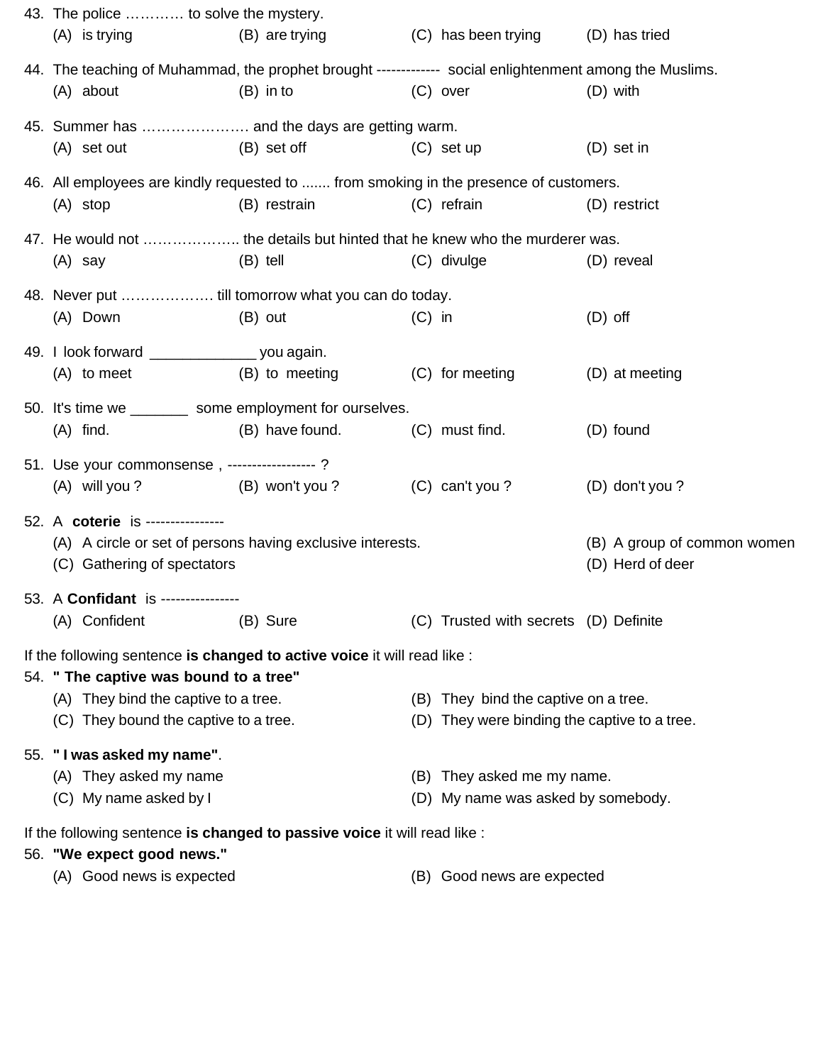43. The police ………… to solve the mystery.
    (A) is trying (B) are trying (C) has been trying (D) has tried

44. The teaching of Muhammad, the prophet brought ------------- social enlightenment among the Muslims.
    (A) about (B) in to (C) over (D) with

45. Summer has …………………. and the days are getting warm.
    (A) set out (B) set off (C) set up (D) set in

46. All employees are kindly requested to ....... from smoking in the presence of customers.
    (A) stop (B) restrain (C) refrain (D) restrict

47. He would not ……………….. the details but hinted that he knew who the murderer was.
    (A) say (B) tell (C) divulge (D) reveal

48. Never put ………………. till tomorrow what you can do today.
    (A) Down (B) out (C) in (D) off

49. I look forward _____________ you again.
    (A) to meet (B) to meeting (C) for meeting (D) at meeting

50. It's time we _______ some employment for ourselves.
    (A) find. (B) have found. (C) must find. (D) found

51. Use your commonsense , ------------------ ?
    (A) will you ? (B) won't you ? (C) can't you ? (D) don't you ?

52. A **coterie** is ----------------
    (A) A circle or set of persons having exclusive interests. (B) A group of common women
    (C) Gathering of spectators (D) Herd of deer

53. A **Confidant** is ----------------
    (A) Confident (B) Sure (C) Trusted with secrets (D) Definite

If the following sentence **is changed to active voice** it will read like :

54. **" The captive was bound to a tree"**
    (A) They bind the captive to a tree. (B) They bind the captive on a tree.
    (C) They bound the captive to a tree. (D) They were binding the captive to a tree.

55. **" I was asked my name"**.
    (A) They asked my name (B) They asked me my name.
    (C) My name asked by I (D) My name was asked by somebody.

If the following sentence **is changed to passive voice** it will read like :

56. **"We expect good news."**
    (A) Good news is expected (B) Good news are expected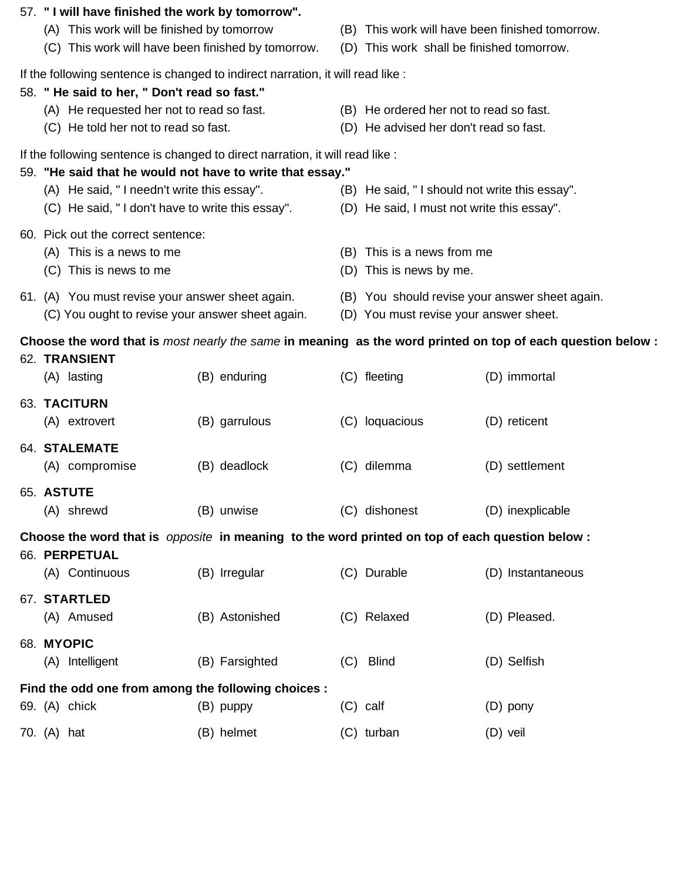57. **" I will have finished the work by tomorrow".**

   (A) This work will be finished by tomorrow
   (B) This work will have been finished tomorrow.
   (C) This work will have been finished by tomorrow.
   (D) This work shall be finished tomorrow.

If the following sentence is changed to indirect narration, it will read like :

58. **" He said to her, " Don't read so fast."**

   (A) He requested her not to read so fast.
   (B) He ordered her not to read so fast.
   (C) He told her not to read so fast.
   (D) He advised her don't read so fast.

If the following sentence is changed to direct narration, it will read like :

59. **"He said that he would not have to write that essay."**

   (A) He said, " I needn't write this essay".
   (B) He said, " I should not write this essay".
   (C) He said, " I don't have to write this essay".
   (D) He said, I must not write this essay".

60. Pick out the correct sentence:

   (A) This is a news to me
   (B) This is a news from me
   (C) This is news to me
   (D) This is news by me.

61. (A) You must revise your answer sheet again.
   (B) You should revise your answer sheet again.
   (C) You ought to revise your answer sheet again.
   (D) You must revise your answer sheet.

**Choose the word that is** *most nearly the same* **in meaning as the word printed on top of each question below :**

62. **TRANSIENT**

   (A) lasting (B) enduring (C) fleeting (D) immortal

63. **TACITURN**

   (A) extrovert (B) garrulous (C) loquacious (D) reticent

64. **STALEMATE**

   (A) compromise (B) deadlock (C) dilemma (D) settlement

65. **ASTUTE**

   (A) shrewd (B) unwise (C) dishonest (D) inexplicable

**Choose the word that is** *opposite* **in meaning to the word printed on top of each question below :**

66. **PERPETUAL**

   (A) Continuous (B) Irregular (C) Durable (D) Instantaneous

67. **STARTLED**

   (A) Amused (B) Astonished (C) Relaxed (D) Pleased.

68. **MYOPIC**

   (A) Intelligent (B) Farsighted (C) Blind (D) Selfish

**Find the odd one from among the following choices :**

69. (A) chick (B) puppy (C) calf (D) pony

70. (A) hat (B) helmet (C) turban (D) veil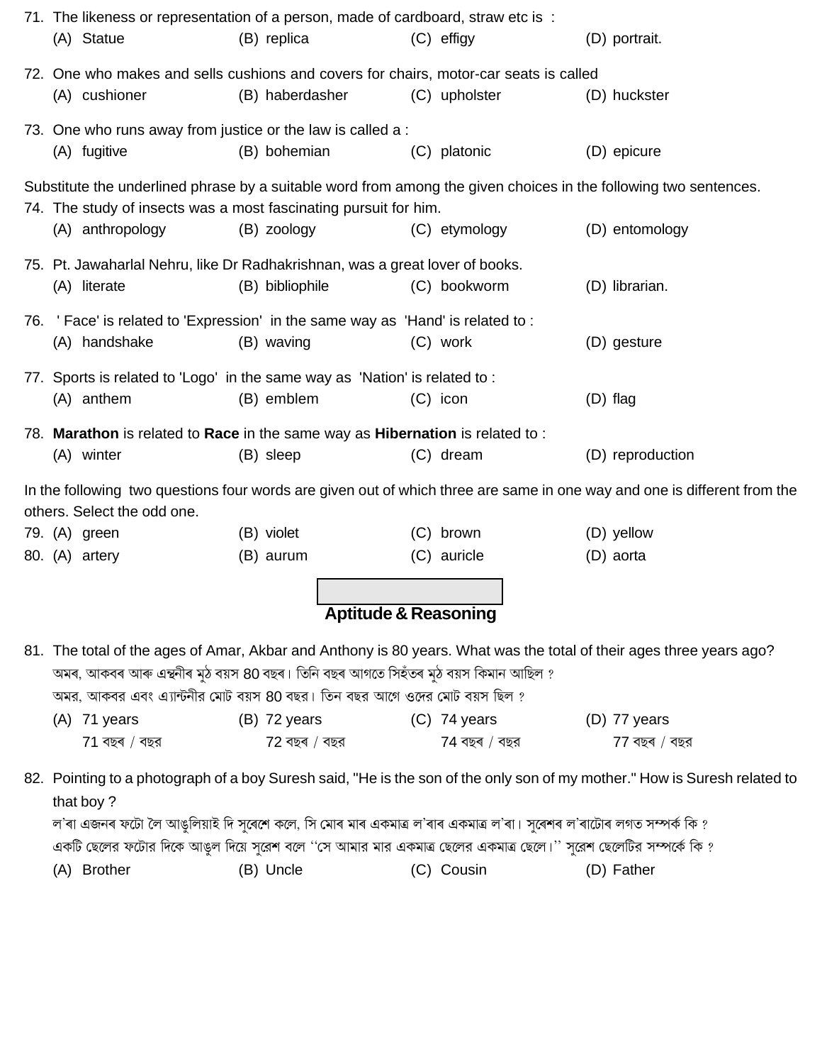71. The likeness or representation of a person, made of cardboard, straw etc is :

(A) Statue (B) replica (C) effigy (D) portrait.

72. One who makes and sells cushions and covers for chairs, motor-car seats is called

(A) cushioner (B) haberdasher (C) upholster (D) huckster

73. One who runs away from justice or the law is called a :

(A) fugitive (B) bohemian (C) platonic (D) epicure

Substitute the underlined phrase by a suitable word from among the given choices in the following two sentences.

74. The study of insects was a most fascinating pursuit for him.

(A) anthropology (B) zoology (C) etymology (D) entomology

75. Pt. Jawaharlal Nehru, like Dr Radhakrishnan, was a great lover of books.

(A) literate (B) bibliophile (C) bookworm (D) librarian.

76. ' Face' is related to 'Expression' in the same way as 'Hand' is related to :

(A) handshake (B) waving (C) work (D) gesture

77. Sports is related to 'Logo' in the same way as 'Nation' is related to :

(A) anthem (B) emblem (C) icon (D) flag

78. **Marathon** is related to **Race** in the same way as **Hibernation** is related to :

(A) winter (B) sleep (C) dream (D) reproduction

In the following two questions four words are given out of which three are same in one way and one is different from the others. Select the odd one.

79. (A) green (B) violet (C) brown (D) yellow

80. (A) artery (B) aurum (C) auricle (D) aorta

## Aptitude & Reasoning

81. The total of the ages of Amar, Akbar and Anthony is 80 years. What was the total of their ages three years ago?

অমৰ, আকবৰ আৰু এন্থনীৰ মুঠ বয়স 80 বছৰ। তিনি বছৰ আগতে সিহঁতৰ মুঠ বয়স কিমান আছিল ?

অমর, আকবর এবং এ্যান্টনীর মোট বয়স 80 বছর। তিন বছর আগে ওদের মোট বয়স ছিল ?

(A) 71 years 71 বছৰ / বছর (B) 72 years 72 বছৰ / বছর (C) 74 years 74 বছৰ / বছর (D) 77 years 77 বছৰ / বছর

82. Pointing to a photograph of a boy Suresh said, "He is the son of the only son of my mother." How is Suresh related to that boy ?

ল'ৰা এজনৰ ফটো লৈ আঙুলিয়াই দি সুৰেশে কলে, সি মোৰ মাৰ একমাত্ৰ ল'ৰাৰ একমাত্ৰ ল'ৰা। সুৰেশৰ ল'ৰাটোৰ লগত সম্পৰ্ক কি ?

একটি ছেলের ফটোর দিকে আঙুল দিয়ে সুরেশ বলে "সে আমার মার একমাত্র ছেলের একমাত্র ছেলে।" সুরেশ ছেলেটির সম্পর্কে কি ?

(A) Brother (B) Uncle (C) Cousin (D) Father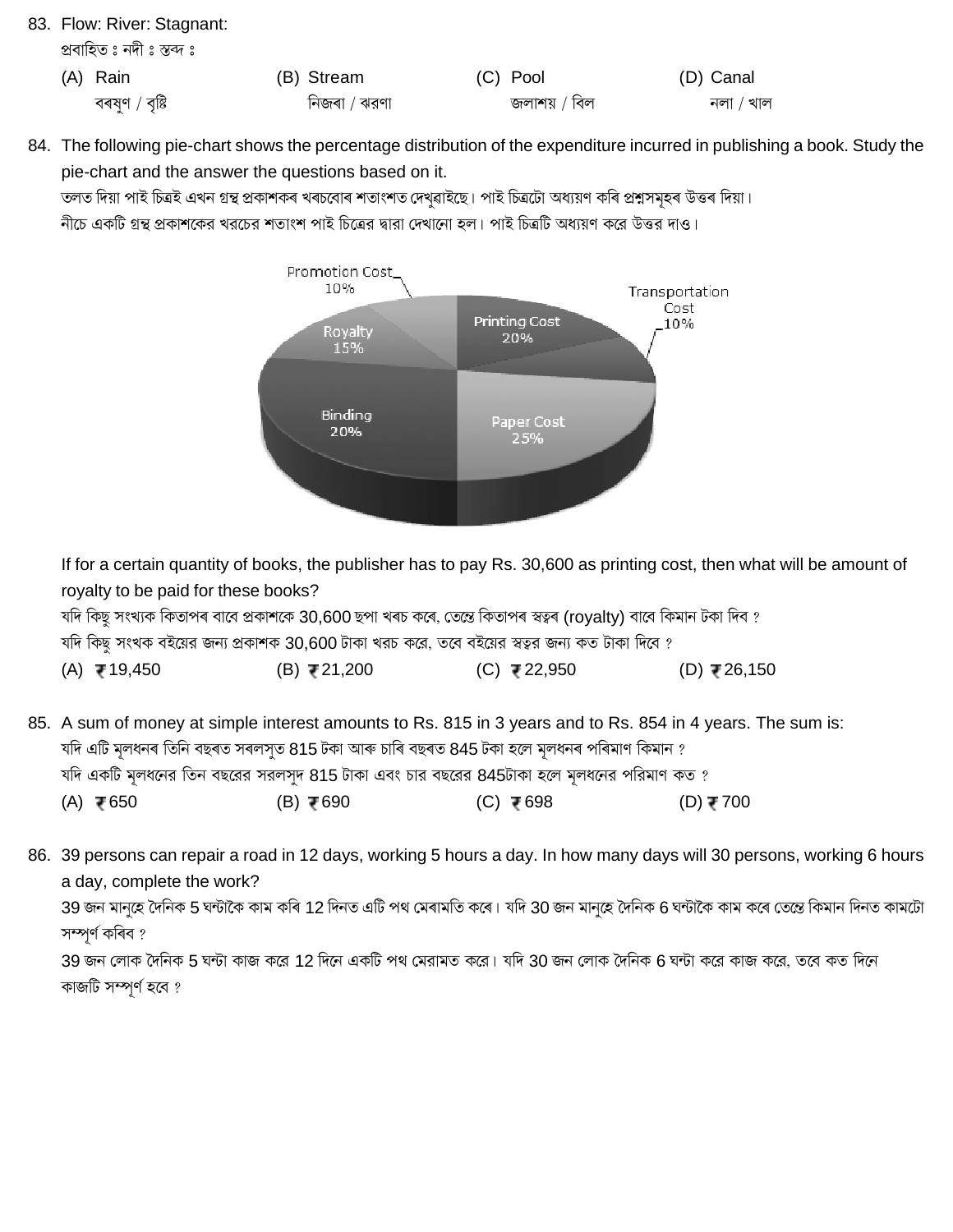83. Flow: River: Stagnant:

প্ৰবাহিত ঃ নদী ঃ স্তব্দ ঃ

(A) Rain
বৰষুণ / বৃষ্টি

(B) Stream
নিজৰা / ঝরণা

(C) Pool
জলাশয় / বিল

(D) Canal
নলা / খাল

84. The following pie-chart shows the percentage distribution of the expenditure incurred in publishing a book. Study the pie-chart and the answer the questions based on it.

তলত দিয়া পাই চিত্ৰই এখন গ্ৰন্থ প্ৰকাশকৰ খৰচবোৰ শতাংশত দেখুৱাইছে। পাই চিত্ৰটো অধ্যয়ণ কৰি প্ৰশ্নসমূহৰ উত্তৰ দিয়া।

নীচে একটি গ্রন্থ প্রকাশকের খরচের শতাংশ পাই চিত্রের দ্বারা দেখানো হল। পাই চিত্রটি অধ্যয়ণ করে উত্তর দাও।

| Item | Percentage |
|---|---|
| Promotion Cost | 10% |
| Transportation Cost | 10% |
| Printing Cost | 20% |
| Paper Cost | 25% |
| Binding | 20% |
| Royalty | 15% |

If for a certain quantity of books, the publisher has to pay Rs. 30,600 as printing cost, then what will be amount of royalty to be paid for these books?

যদি কিছু সংখ্যক কিতাপৰ বাবে প্ৰকাশকে 30,600 ছপা খৰচ কৰে, তেন্তে কিতাপৰ স্বত্বৰ (royalty) বাবে কিমান টকা দিব ?

যদি কিছু সংখক বইয়ের জন্য প্রকাশক 30,600 টাকা খরচ করে, তবে বইয়ের স্বত্বর জন্য কত টাকা দিবে ?

(A) ₹ 19,450 (B) ₹ 21,200 (C) ₹ 22,950 (D) ₹ 26,150

85. A sum of money at simple interest amounts to Rs. 815 in 3 years and to Rs. 854 in 4 years. The sum is:

যদি এটি মূলধনৰ তিনি বছৰত সৰলসূত 815 টকা আৰু চাৰি বছৰত 845 টকা হলে মূলধনৰ পৰিমাণ কিমান ?

যদি একটি মূলধনের তিন বছরের সরলসুদ 815 টাকা এবং চার বছরের 845টাকা হলে মূলধনের পরিমাণ কত ?

(A) ₹ 650 (B) ₹ 690 (C) ₹ 698 (D) ₹ 700

86. 39 persons can repair a road in 12 days, working 5 hours a day. In how many days will 30 persons, working 6 hours a day, complete the work?

39 জন মানুহে দৈনিক 5 ঘন্টাকৈ কাম কৰি 12 দিনত এটি পথ মেৰামতি কৰে। যদি 30 জন মানুহে দৈনিক 6 ঘন্টাকৈ কাম কৰে তেন্তে কিমান দিনত কামটো সম্পূৰ্ণ কৰিব ?

39 জন লোক দৈনিক 5 ঘন্টা কাজ করে 12 দিনে একটি পথ মেরামত করে। যদি 30 জন লোক দৈনিক 6 ঘন্টা করে কাজ করে, তবে কত দিনে কাজটি সম্পূর্ণ হবে ?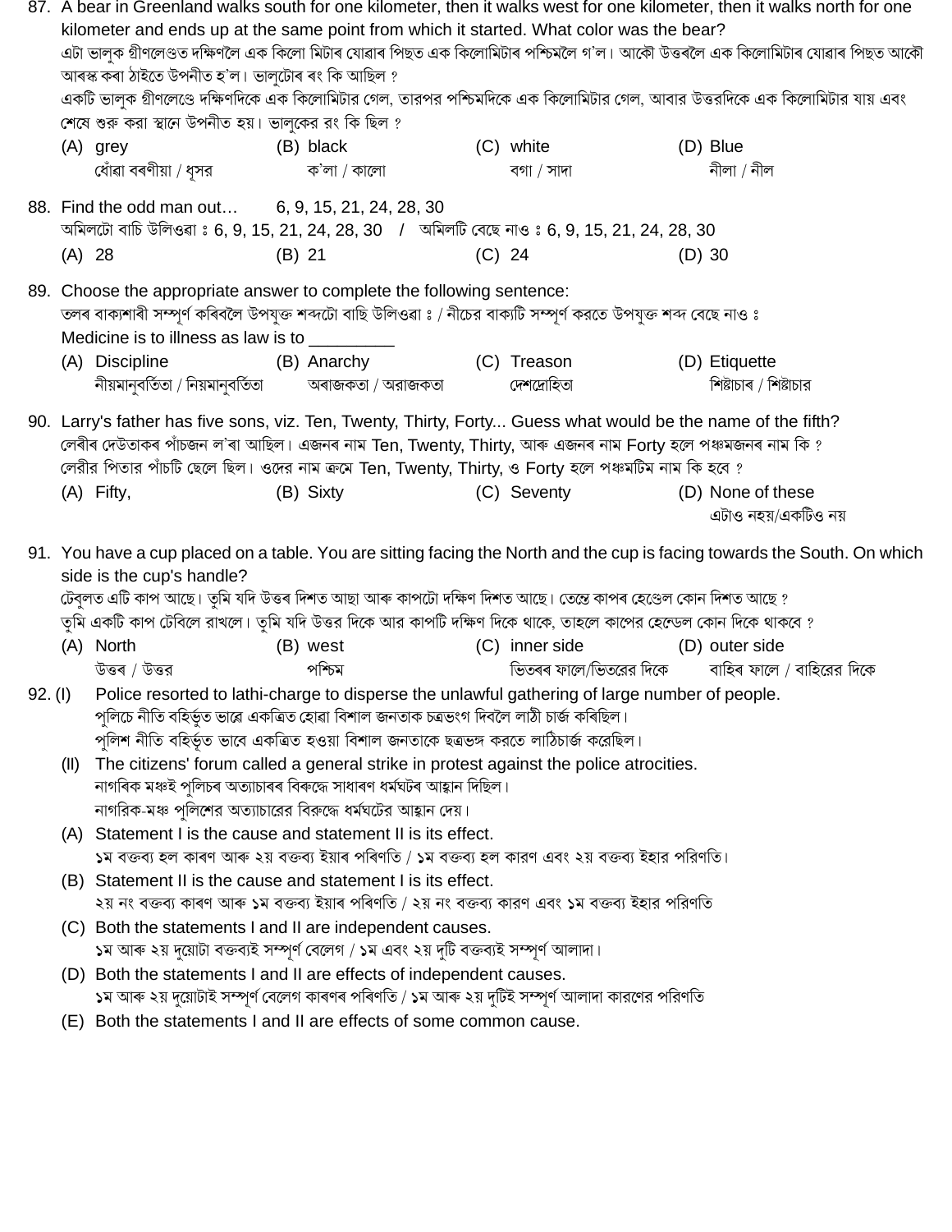87. A bear in Greenland walks south for one kilometer, then it walks west for one kilometer, then it walks north for one kilometer and ends up at the same point from which it started. What color was the bear?

এটা ভালুক গ্ৰীণলেণ্ডত দক্ষিণলৈ এক কিলো মিটাৰ যোৱাৰ পিছত এক কিলোমিটাৰ পশ্চিমলৈ গ'ল। আকৌ উত্তৰলৈ এক কিলোমিটাৰ যোৱাৰ পিছত আকৌ আৰম্ভ কৰা ঠাইতে উপনীত হ'ল। ভালুটোৰ ৰং কি আছিল ?

একটি ভালুক গ্রীণলেণ্ডে দক্ষিণদিকে এক কিলোমিটার গেল, তারপর পশ্চিমদিকে এক কিলোমিটার গেল, আবার উত্তরদিকে এক কিলোমিটার যায় এবং শেষে শুরু করা স্থানে উপনীত হয়। ভালুকের রং কি ছিল ?

(A) grey
ধোঁৱা বৰণীয়া / ধূসর

(B) black
ক'লা / কালো

(C) white
বগা / সাদা

(D) Blue
নীলা / নীল

88. Find the odd man out… 6, 9, 15, 21, 24, 28, 30

অমিলটো বাচি উলিওৱা ঃ 6, 9, 15, 21, 24, 28, 30 / অমিলটি বেছে নাও ঃ 6, 9, 15, 21, 24, 28, 30

(A) 28
(B) 21
(C) 24
(D) 30

89. Choose the appropriate answer to complete the following sentence:

তলৰ বাক্যশাৰী সম্পূৰ্ণ কৰিবলৈ উপযুক্ত শব্দটো বাছি উলিওৱা ঃ / নীচের বাক্যটি সম্পূর্ণ করতে উপযুক্ত শব্দ বেছে নাও ঃ

Medicine is to illness as law is to _________

(A) Discipline
নীয়মানুবৰ্তিতা / নিয়মানুবর্তিতা

(B) Anarchy
অৰাজকতা / অরাজকতা

(C) Treason
দেশদ্ৰোহিতা

(D) Etiquette
শিষ্টাচাৰ / শিষ্টাচার

90. Larry's father has five sons, viz. Ten, Twenty, Thirty, Forty... Guess what would be the name of the fifth?

লেৰীৰ দেউতাকৰ পাঁচজন ল'ৰা আছিল। এজনৰ নাম Ten, Twenty, Thirty, আৰু এজনৰ নাম Forty হলে পঞ্চমজনৰ নাম কি ?

লেরীর পিতার পাঁচটি ছেলে ছিল। ওদের নাম ক্রমে Ten, Twenty, Thirty, ও Forty হলে পঞ্চমটিম নাম কি হবে ?

(A) Fifty,
(B) Sixty
(C) Seventy
(D) None of these
এটাও নহয়/একটিও নয়

91. You have a cup placed on a table. You are sitting facing the North and the cup is facing towards the South. On which side is the cup's handle?

টেবুলত এটি কাপ আছে। তুমি যদি উত্তৰ দিশত আছা আৰু কাপটো দক্ষিণ দিশত আছে। তেন্তে কাপৰ হেণ্ডেল কোন দিশত আছে ?

তুমি একটি কাপ টেবিলে রাখলে। তুমি যদি উত্তর দিকে আর কাপটি দক্ষিণ দিকে থাকে, তাহলে কাপের হেন্ডেল কোন দিকে থাকবে ?

(A) North
উত্তৰ / উত্তর

(B) west
পশ্চিম

(C) inner side
ভিতৰৰ ফালে/ভিতরের দিকে

(D) outer side
বাহিৰ ফালে / বাহিরের দিকে

92. (I) Police resorted to lathi-charge to disperse the unlawful gathering of large number of people.

পুলিচে নীতি বহিৰ্ভূত ভাৱে একত্ৰিত হোৱা বিশাল জনতাক চত্ৰভংগ দিবলৈ লাঠী চাৰ্জ কৰিছিল।

পুলিশ নীতি বহির্ভূত ভাবে একত্রিত হওয়া বিশাল জনতাকে ছত্রভঙ্গ করতে লাঠিচার্জ করেছিল।

(II) The citizens' forum called a general strike in protest against the police atrocities.

নাগৰিক মঞ্চই পুলিচৰ অত্যাচাৰৰ বিৰুদ্ধে সাধাৰণ ধৰ্মঘটৰ আহ্বান দিছিল।

নাগরিক-মঞ্চ পুলিশের অত্যাচারের বিরুদ্ধে ধর্মঘটের আহ্বান দেয়।

(A) Statement I is the cause and statement II is its effect.
১ম বক্তব্য হল কাৰণ আৰু ২য় বক্তব্য ইয়াৰ পৰিণতি / ১ম বক্তব্য হল কারণ এবং ২য় বক্তব্য ইহার পরিণতি।

(B) Statement II is the cause and statement I is its effect.
২য় নং বক্তব্য কাৰণ আৰু ১ম বক্তব্য ইয়াৰ পৰিণতি / ২য় নং বক্তব্য কারণ এবং ১ম বক্তব্য ইহার পরিণতি

(C) Both the statements I and II are independent causes.
১ম আৰু ২য় দুয়োটা বক্তব্যই সম্পূৰ্ণ বেলেগ / ১ম এবং ২য় দুটি বক্তব্যই সম্পূর্ণ আলাদা।

(D) Both the statements I and II are effects of independent causes.
১ম আৰু ২য় দুয়োটাই সম্পূৰ্ণ বেলেগ কাৰণৰ পৰিণতি / ১ম আৰু ২য় দুটিই সম্পূর্ণ আলাদা কারণের পরিণতি

(E) Both the statements I and II are effects of some common cause.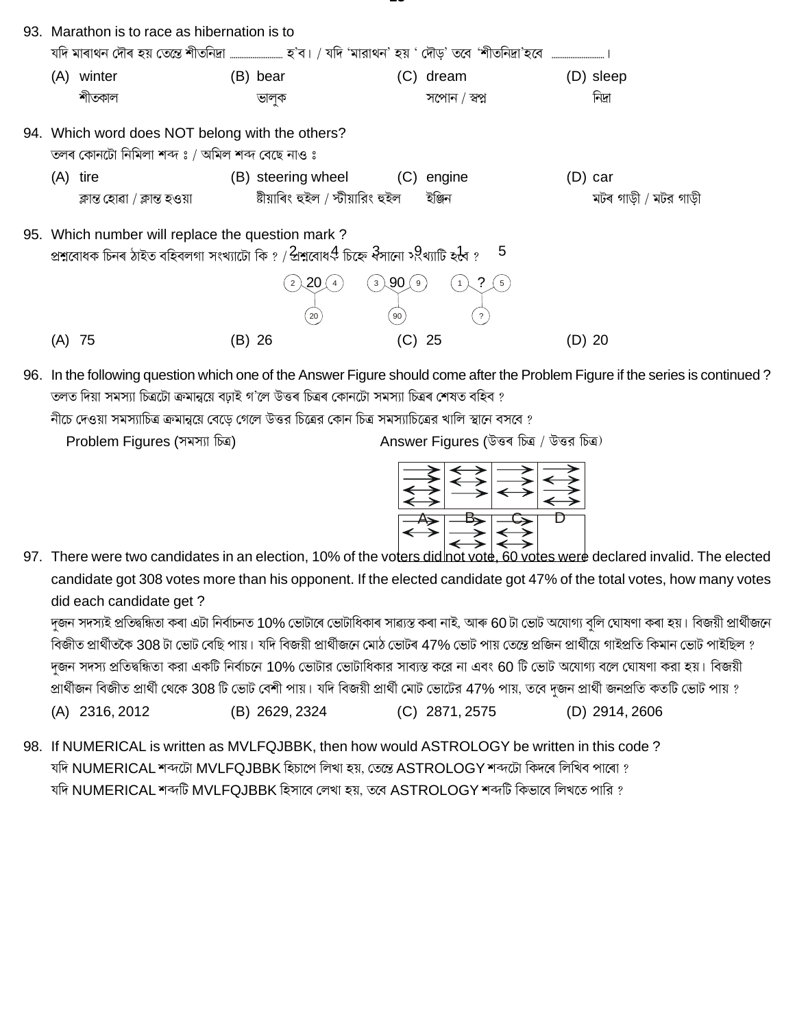93. Marathon is to race as hibernation is to

যদি মাৰাথন দৌৰ হয় তেন্তে শীতনিদ্রা .......................... হ'ব। / যদি 'মারাথন' হয় ' দৌড়' তবে 'শীতনিদ্রা'হবে ..........................।

(A) winter শীতকাল

(B) bear ভালুক

(C) dream সপোন / স্বপ্ন

(D) sleep নিদ্রা

94. Which word does NOT belong with the others?

তলৰ কোনটো নিমিলা শব্দ ঃ / অমিল শব্দ বেছে নাও ঃ

(A) tire ক্লান্ত হোৱা / ক্লান্ত হওয়া

(B) steering wheel ষ্টীয়াৰিং হুইল / স্টীয়ারিং হুইল

(C) engine ইঞ্জিন

(D) car মটৰ গাড়ী / মটর গাড়ী

95. Which number will replace the question mark ?

প্রশ্নবোধক চিনৰ ঠাইত বহিবলগা সংখ্যাটো কি ? / প্রশ্নবোধক চিহ্নে বসানো সংখ্যাটি হবে ?

| 2 | 20 | 4 | 3 | 90 | 9 | 1 | ? | 5 |
|---|---|---|---|---|---|---|---|---|
| | 20 | | | 90 | | | ? | |

(A) 75

(B) 26

(C) 25

(D) 20

96. In the following question which one of the Answer Figure should come after the Problem Figure if the series is continued ?

তলত দিয়া সমস্যা চিত্রটো ক্রমান্বয়ে বঢ়াই গ'লে উত্তৰ চিত্রৰ কোনটো সমস্যা চিত্রৰ শেষত বহিব ?

নীচে দেওয়া সমস্যাচিত্র ক্রমান্বয়ে বেড়ে গেলে উত্তর চিত্রের কোন চিত্র সমস্যাচিত্রের খালি স্থানে বসবে ?

Problem Figures (সমস্যা চিত্র)

Answer Figures (উত্তৰ চিত্র / উত্তর চিত্র)

A B C D

97. There were two candidates in an election, 10% of the voters did not vote, 60 votes were declared invalid. The elected candidate got 308 votes more than his opponent. If the elected candidate got 47% of the total votes, how many votes did each candidate get ?

দুজন সদস্যই প্রতিদ্বন্দ্বিতা কৰা এটা নির্বাচনত 10% ভোটাৰে ভোটাধিকাৰ সাব্যস্ত কৰা নাই, আৰু 60 টা ভোট অযোগ্য বুলি ঘোষণা কৰা হয়। বিজয়ী প্রার্থীজনে বিজীত প্রার্থীতকৈ 308 টা ভোট বেছি পায়। যদি বিজয়ী প্রার্থীজনে মোঠ ভোটৰ 47% ভোট পায় তেন্তে প্রজিন প্রার্থীয়ে গাইপ্রতি কিমান ভোট পাইছিল ?

দুজন সদস্য প্রতিদ্বন্দ্বিতা করা একটি নির্বাচনে 10% ভোটার ভোটাধিকার সাব্যস্ত করে না এবং 60 টি ভোট অযোগ্য বলে ঘোষণা করা হয়। বিজয়ী প্রার্থীজন বিজীত প্রার্থী থেকে 308 টি ভোট বেশী পায়। যদি বিজয়ী প্রার্থী মোট ভোটের 47% পায়, তবে দুজন প্রার্থী জনপ্রতি কতটি ভোট পায় ?

(A) 2316, 2012

(B) 2629, 2324

(C) 2871, 2575

(D) 2914, 2606

98. If NUMERICAL is written as MVLFQJBBK, then how would ASTROLOGY be written in this code ?

যদি NUMERICAL শব্দটো MVLFQJBBK হিচাপে লিখা হয়, তেন্তে ASTROLOGY শব্দটো কিদৰে লিখিব পাৰো ?

যদি NUMERICAL শব্দটি MVLFQJBBK হিসাবে লেখা হয়, তবে ASTROLOGY শব্দটি কিভাবে লিখতে পারি ?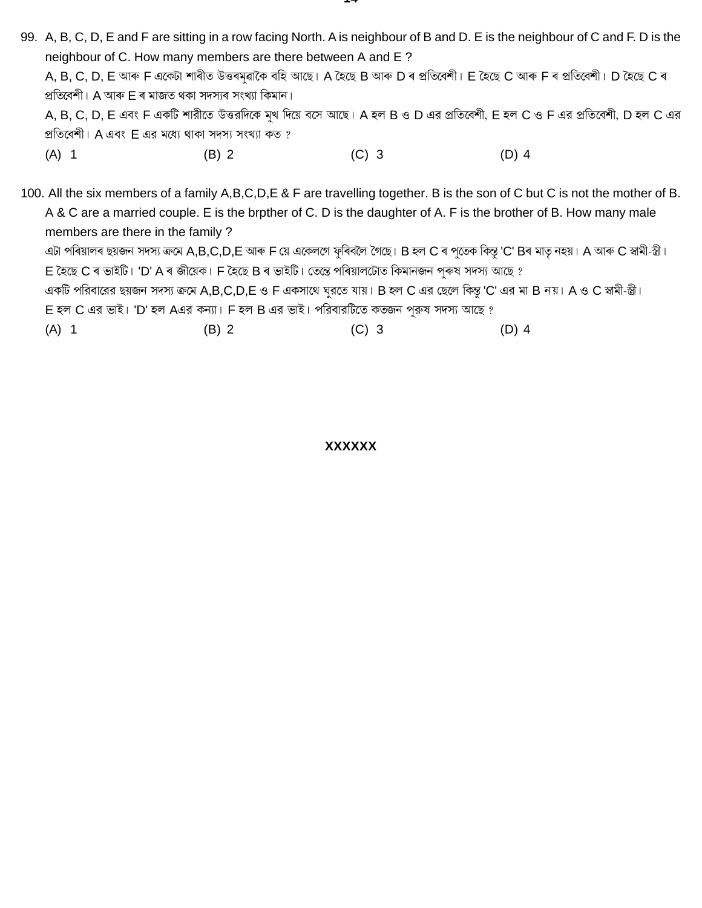99. A, B, C, D, E and F are sitting in a row facing North. A is neighbour of B and D. E is the neighbour of C and F. D is the neighbour of C. How many members are there between A and E ?

A, B, C, D, E আৰু F একেটা শাৰীত উত্তৰমুৰাকৈ বহি আছে। A হৈছে B আৰু D ৰ প্ৰতিবেশী। E হৈছে C আৰু F ৰ প্ৰতিবেশী। D হৈছে C ৰ প্ৰতিবেশী। A আৰু E ৰ মাজত থকা সদস্যৰ সংখ্যা কিমান।

A, B, C, D, E এবং F একটি শারীতে উত্তরদিকে মুখ দিয়ে বসে আছে। A হল B ও D এর প্রতিবেশী, E হল C ও F এর প্রতিবেশি, D হল C এর প্রতিবেশী। A এবং E এর মধ্যে থাকা সদস্য সংখ্যা কত ?

(A) 1 (B) 2 (C) 3 (D) 4

100. All the six members of a family A,B,C,D,E & F are travelling together. B is the son of C but C is not the mother of B. A & C are a married couple. E is the brpther of C. D is the daughter of A. F is the brother of B. How many male members are there in the family ?

এটা পৰিয়ালৰ ছয়জন সদস্য ক্ৰমে A,B,C,D,E আৰু F য়ে একেলগে ফুৰিবলৈ গৈছে। B হল C ৰ পুতেক কিন্তু 'C' Bৰ মাতৃ নহয়। A আৰু C স্বামী-স্ত্ৰী। E হৈছে C ৰ ভাইটি। 'D' A ৰ জীয়েক। F হৈছে B ৰ ভাইটি। তেন্তে পৰিয়ালটোত কিমানজন পুৰুষ সদস্য আছে ?

একটি পরিবারের ছয়জন সদস্য ক্রমে A,B,C,D,E ও F একসাথে ঘুরতে যায়। B হল C এর ছেলে কিন্তু 'C' এর মা B নয়। A ও C স্বামী-স্ত্রী। E হল C এর ভাই। 'D' হল Aএর কন্যা। F হল B এর ভাই। পরিবারটিতে কতজন পুরুষ সদস্য আছে ?

(A) 1 (B) 2 (C) 3 (D) 4

XXXXXX